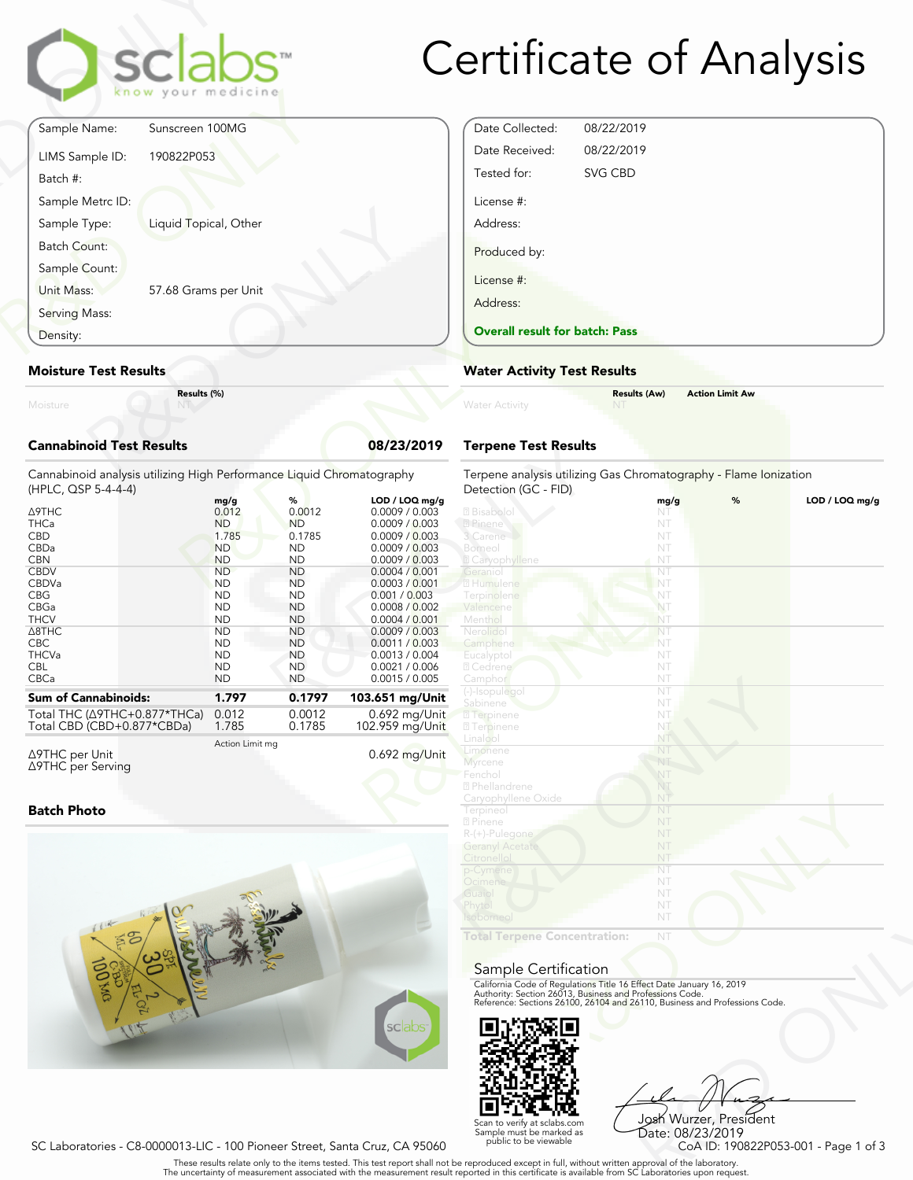# Certificate of Analysis

sclabs™ know your medicine

| | |
|---|---|
| Sample Name: | Sunscreen 100MG |
| LIMS Sample ID: | 190822P053 |
| Batch #: | |
| Sample Metrc ID: | |
| Sample Type: | Liquid Topical, Other |
| Batch Count: | |
| Sample Count: | |
| Unit Mass: | 57.68 Grams per Unit |
| Serving Mass: | |
| Density: | |

| | |
|---|---|
| Date Collected: | 08/22/2019 |
| Date Received: | 08/22/2019 |
| Tested for: | SVG CBD |
| License #: | |
| Address: | |
| Produced by: | |
| License #: | |
| Address: | |

**Overall result for batch: Pass**

### Moisture Test Results

| | Results (%) |
|---|---|
| Moisture | NT |

### Water Activity Test Results

| | Results (Aw) | Action Limit Aw |
|---|---|---|
| Water Activity | NT | |

### Cannabinoid Test Results — 08/23/2019

Cannabinoid analysis utilizing High Performance Liquid Chromatography (HPLC, QSP 5-4-4-4)

| | mg/g | % | LOD / LOQ mg/g |
|---|---|---|---|
| Δ9THC | 0.012 | 0.0012 | 0.0009 / 0.003 |
| THCa | ND | ND | 0.0009 / 0.003 |
| CBD | 1.785 | 0.1785 | 0.0009 / 0.003 |
| CBDa | ND | ND | 0.0009 / 0.003 |
| CBN | ND | ND | 0.0009 / 0.003 |
| CBDV | ND | ND | 0.0004 / 0.001 |
| CBDVa | ND | ND | 0.0003 / 0.001 |
| CBG | ND | ND | 0.001 / 0.003 |
| CBGa | ND | ND | 0.0008 / 0.002 |
| THCV | ND | ND | 0.0004 / 0.001 |
| Δ8THC | ND | ND | 0.0009 / 0.003 |
| CBC | ND | ND | 0.0011 / 0.003 |
| THCVa | ND | ND | 0.0013 / 0.004 |
| CBL | ND | ND | 0.0021 / 0.006 |
| CBCa | ND | ND | 0.0015 / 0.005 |
| **Sum of Cannabinoids:** | **1.797** | **0.1797** | **103.651 mg/Unit** |
| Total THC (Δ9THC+0.877*THCa) | 0.012 | 0.0012 | 0.692 mg/Unit |
| Total CBD (CBD+0.877*CBDa) | 1.785 | 0.1785 | 102.959 mg/Unit |

| | Action Limit mg | |
|---|---|---|
| Δ9THC per Unit | | 0.692 mg/Unit |
| Δ9THC per Serving | | |

### Terpene Test Results

Terpene analysis utilizing Gas Chromatography - Flame Ionization Detection (GC - FID)

| | mg/g | % | LOD / LOQ mg/g |
|---|---|---|---|
| α Bisabolol | NT | | |
| α Pinene | NT | | |
| 3 Carene | NT | | |
| Borneol | NT | | |
| β Caryophyllene | NT | | |
| Geraniol | NT | | |
| α Humulene | NT | | |
| Terpinolene | NT | | |
| Valencene | NT | | |
| Menthol | NT | | |
| Nerolidol | NT | | |
| Camphene | NT | | |
| Eucalyptol | NT | | |
| α Cedrene | NT | | |
| Camphor | NT | | |
| (-)-Isopulegol | NT | | |
| Sabinene | NT | | |
| α Terpinene | NT | | |
| γ Terpinene | NT | | |
| Linalool | NT | | |
| Limonene | NT | | |
| Myrcene | NT | | |
| Fenchol | NT | | |
| α Phellandrene | NT | | |
| Caryophyllene Oxide | NT | | |
| Terpineol | NT | | |
| β Pinene | NT | | |
| R-(+)-Pulegone | NT | | |
| Geranyl Acetate | NT | | |
| Citronellol | NT | | |
| p-Cymene | NT | | |
| Ocimene | NT | | |
| Guaiol | NT | | |
| Phytol | NT | | |
| Isoborneol | NT | | |
| **Total Terpene Concentration:** | NT | | |

### Batch Photo

### Sample Certification

California Code of Regulations Title 16 Effect Date January 16, 2019
Authority: Section 26013, Business and Professions Code.
Reference: Sections 26100, 26104 and 26110, Business and Professions Code.

Scan to verify at sclabs.com
Sample must be marked as public to be viewable

Josh Wurzer, President
Date: 08/23/2019

SC Laboratories - C8-0000013-LIC - 100 Pioneer Street, Santa Cruz, CA 95060

CoA ID: 190822P053-001

These results relate only to the items tested. This test report shall not be reproduced except in full, without written approval of the laboratory.
The uncertainty of measurement associated with the measurement result reported in this certificate is available from SC Laboratories upon request.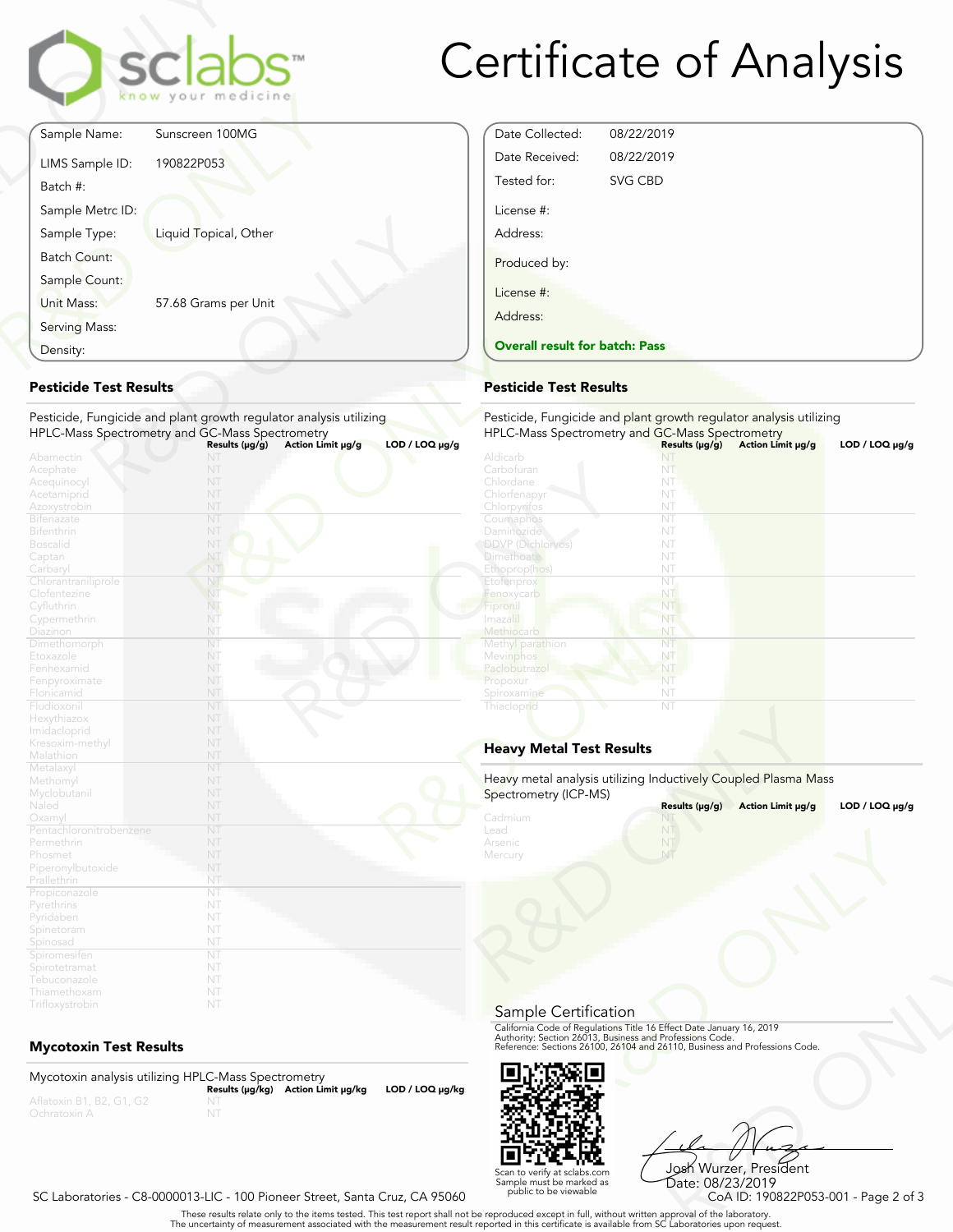# Certificate of Analysis

sclabs — know your medicine

| | |
|---|---|
| Sample Name: | Sunscreen 100MG |
| LIMS Sample ID: | 190822P053 |
| Batch #: | |
| Sample Metrc ID: | |
| Sample Type: | Liquid Topical, Other |
| Batch Count: | |
| Sample Count: | |
| Unit Mass: | 57.68 Grams per Unit |
| Serving Mass: | |
| Density: | |

| | |
|---|---|
| Date Collected: | 08/22/2019 |
| Date Received: | 08/22/2019 |
| Tested for: | SVG CBD |
| License #: | |
| Address: | |
| Produced by: | |
| License #: | |
| Address: | |

**Overall result for batch: Pass**

## Pesticide Test Results

Pesticide, Fungicide and plant growth regulator analysis utilizing HPLC-Mass Spectrometry and GC-Mass Spectrometry

| Analyte | Results (µg/g) | Action Limit µg/g | LOD / LOQ µg/g |
|---|---|---|---|
| Abamectin | NT | | |
| Acephate | NT | | |
| Acequinocyl | NT | | |
| Acetamiprid | NT | | |
| Azoxystrobin | NT | | |
| Bifenazate | NT | | |
| Bifenthrin | NT | | |
| Boscalid | NT | | |
| Captan | NT | | |
| Carbaryl | NT | | |
| Chlorantraniliprole | NT | | |
| Clofentezine | NT | | |
| Cyfluthrin | NT | | |
| Cypermethrin | NT | | |
| Diazinon | NT | | |
| Dimethomorph | NT | | |
| Etoxazole | NT | | |
| Fenhexamid | NT | | |
| Fenpyroximate | NT | | |
| Flonicamid | NT | | |
| Fludioxonil | NT | | |
| Hexythiazox | NT | | |
| Imidacloprid | NT | | |
| Kresoxim-methyl | NT | | |
| Malathion | NT | | |
| Metalaxyl | NT | | |
| Methomyl | NT | | |
| Myclobutanil | NT | | |
| Naled | NT | | |
| Oxamyl | NT | | |
| Pentachloronitrobenzene | NT | | |
| Permethrin | NT | | |
| Phosmet | NT | | |
| Piperonylbutoxide | NT | | |
| Prallethrin | NT | | |
| Propiconazole | NT | | |
| Pyrethrins | NT | | |
| Pyridaben | NT | | |
| Spinetoram | NT | | |
| Spinosad | NT | | |
| Spiromesifen | NT | | |
| Spirotetramat | NT | | |
| Tebuconazole | NT | | |
| Thiamethoxam | NT | | |
| Trifloxystrobin | NT | | |

## Pesticide Test Results

Pesticide, Fungicide and plant growth regulator analysis utilizing HPLC-Mass Spectrometry and GC-Mass Spectrometry

| Analyte | Results (µg/g) | Action Limit µg/g | LOD / LOQ µg/g |
|---|---|---|---|
| Aldicarb | NT | | |
| Carbofuran | NT | | |
| Chlordane | NT | | |
| Chlorfenapyr | NT | | |
| Chlorpyrifos | NT | | |
| Coumaphos | NT | | |
| Daminozide | NT | | |
| DDVP (Dichlorvos) | NT | | |
| Dimethoate | NT | | |
| Ethoprop(hos) | NT | | |
| Etofenprox | NT | | |
| Fenoxycarb | NT | | |
| Fipronil | NT | | |
| Imazalil | NT | | |
| Methiocarb | NT | | |
| Methyl parathion | NT | | |
| Mevinphos | NT | | |
| Paclobutrazol | NT | | |
| Propoxur | NT | | |
| Spiroxamine | NT | | |
| Thiacloprid | NT | | |

## Heavy Metal Test Results

Heavy metal analysis utilizing Inductively Coupled Plasma Mass Spectrometry (ICP-MS)

| Analyte | Results (µg/g) | Action Limit µg/g | LOD / LOQ µg/g |
|---|---|---|---|
| Cadmium | NT | | |
| Lead | NT | | |
| Arsenic | NT | | |
| Mercury | NT | | |

## Mycotoxin Test Results

Mycotoxin analysis utilizing HPLC-Mass Spectrometry

| Analyte | Results (µg/kg) | Action Limit µg/kg | LOD / LOQ µg/kg |
|---|---|---|---|
| Aflatoxin B1, B2, G1, G2 | NT | | |
| Ochratoxin A | NT | | |

## Sample Certification

California Code of Regulations Title 16 Effect Date January 16, 2019
Authority: Section 26013, Business and Professions Code.
Reference: Sections 26100, 26104 and 26110, Business and Professions Code.

Scan to verify at sclabs.com
Sample must be marked as public to be viewable

Josh Wurzer, President
Date: 08/23/2019

SC Laboratories - C8-0000013-LIC - 100 Pioneer Street, Santa Cruz, CA 95060

CoA ID: 190822P053-001

These results relate only to the items tested. This test report shall not be reproduced except in full, without written approval of the laboratory.
The uncertainty of measurement associated with the measurement result reported in this certificate is available from SC Laboratories upon request.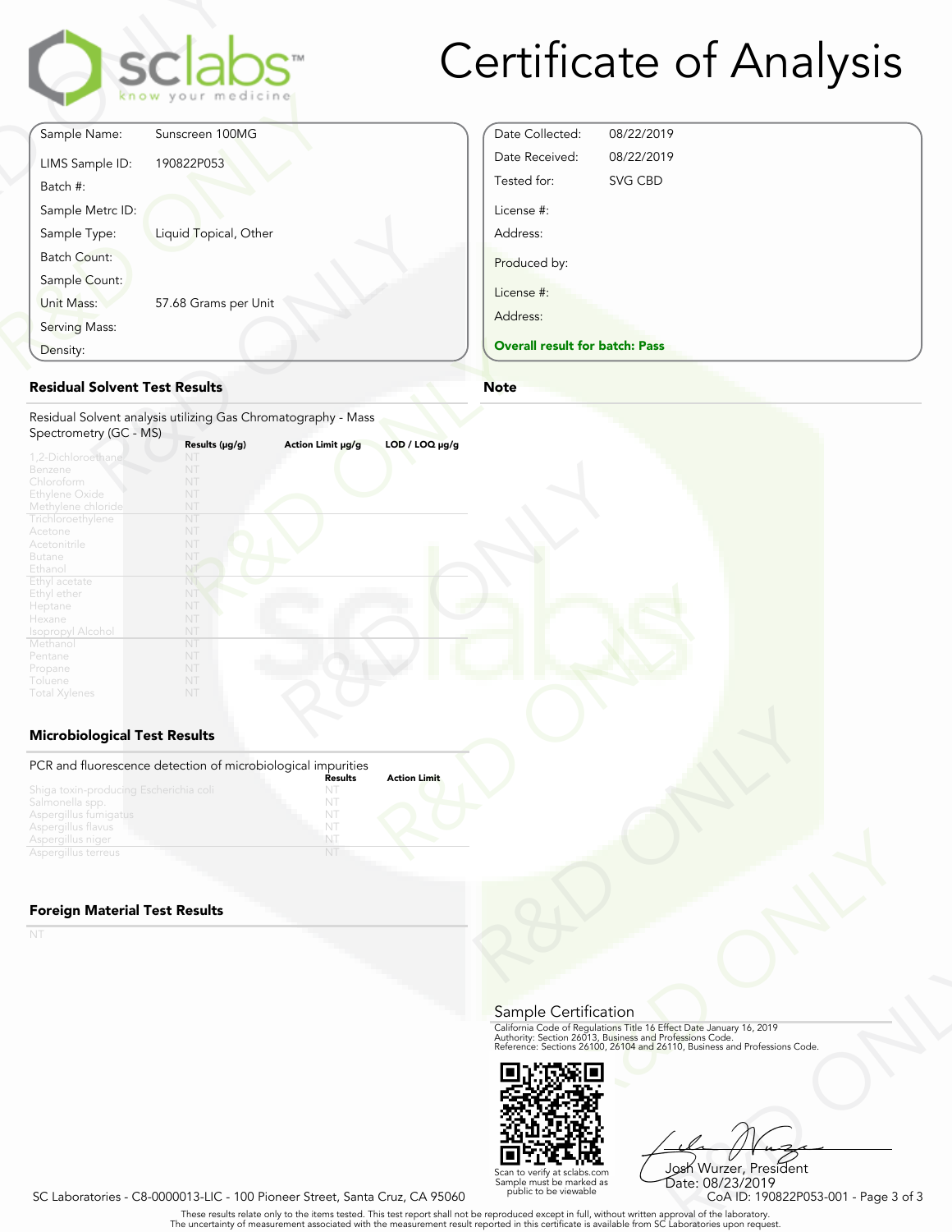# Certificate of Analysis

| | |
|---|---|
| Sample Name: | Sunscreen 100MG |
| LIMS Sample ID: | 190822P053 |
| Batch #: | |
| Sample Metrc ID: | |
| Sample Type: | Liquid Topical, Other |
| Batch Count: | |
| Sample Count: | |
| Unit Mass: | 57.68 Grams per Unit |
| Serving Mass: | |
| Density: | |

| | |
|---|---|
| Date Collected: | 08/22/2019 |
| Date Received: | 08/22/2019 |
| Tested for: | SVG CBD |
| License #: | |
| Address: | |
| Produced by: | |
| License #: | |
| Address: | |

**Overall result for batch: Pass**

## Residual Solvent Test Results

Residual Solvent analysis utilizing Gas Chromatography - Mass Spectrometry (GC - MS)

| | Results (μg/g) | Action Limit μg/g | LOD / LOQ μg/g |
|---|---|---|---|
| 1,2-Dichloroethane | NT | | |
| Benzene | NT | | |
| Chloroform | NT | | |
| Ethylene Oxide | NT | | |
| Methylene chloride | NT | | |
| Trichloroethylene | NT | | |
| Acetone | NT | | |
| Acetonitrile | NT | | |
| Butane | NT | | |
| Ethanol | NT | | |
| Ethyl acetate | NT | | |
| Ethyl ether | NT | | |
| Heptane | NT | | |
| Hexane | NT | | |
| Isopropyl Alcohol | NT | | |
| Methanol | NT | | |
| Pentane | NT | | |
| Propane | NT | | |
| Toluene | NT | | |
| Total Xylenes | NT | | |

## Microbiological Test Results

PCR and fluorescence detection of microbiological impurities

| | Results | Action Limit |
|---|---|---|
| Shiga toxin-producing Escherichia coli | NT | |
| Salmonella spp. | NT | |
| Aspergillus fumigatus | NT | |
| Aspergillus flavus | NT | |
| Aspergillus niger | NT | |
| Aspergillus terreus | NT | |

## Foreign Material Test Results

NT

## Note

## Sample Certification

California Code of Regulations Title 16 Effect Date January 16, 2019
Authority: Section 26013, Business and Professions Code.
Reference: Sections 26100, 26104 and 26110, Business and Professions Code.

Scan to verify at sclabs.com
Sample must be marked as public to be viewable

Josh Wurzer, President
Date: 08/23/2019

SC Laboratories - C8-0000013-LIC - 100 Pioneer Street, Santa Cruz, CA 95060

CoA ID: 190822P053-001

These results relate only to the items tested. This test report shall not be reproduced except in full, without written approval of the laboratory.
The uncertainty of measurement associated with the measurement result reported in this certificate is available from SC Laboratories upon request.